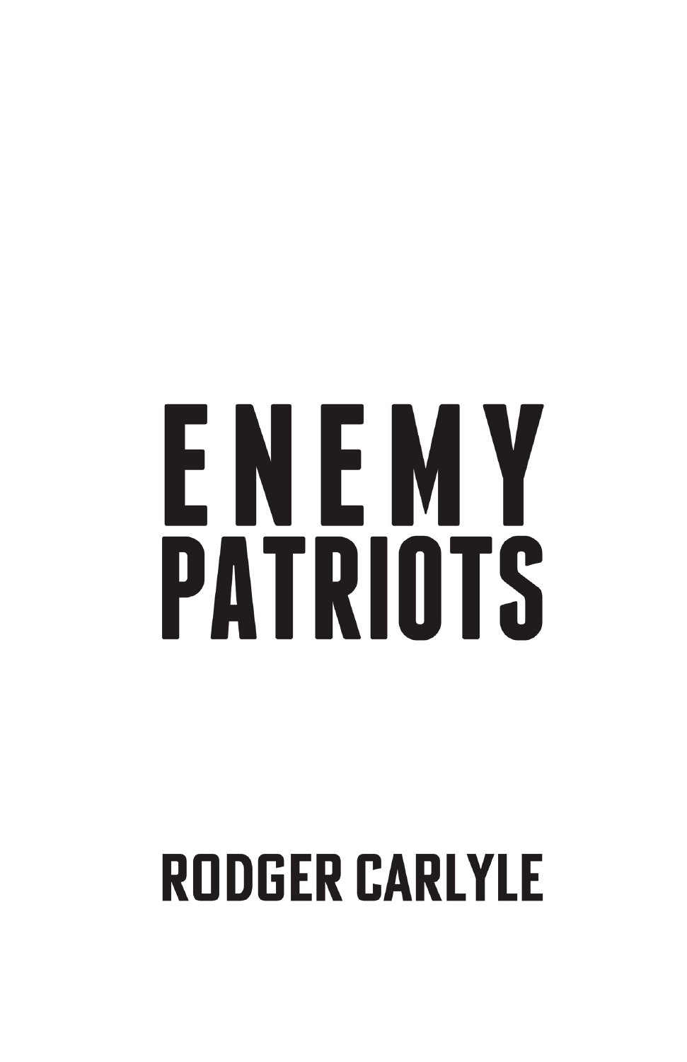# ENEMY PATRIOTS

RODGER CARLYLE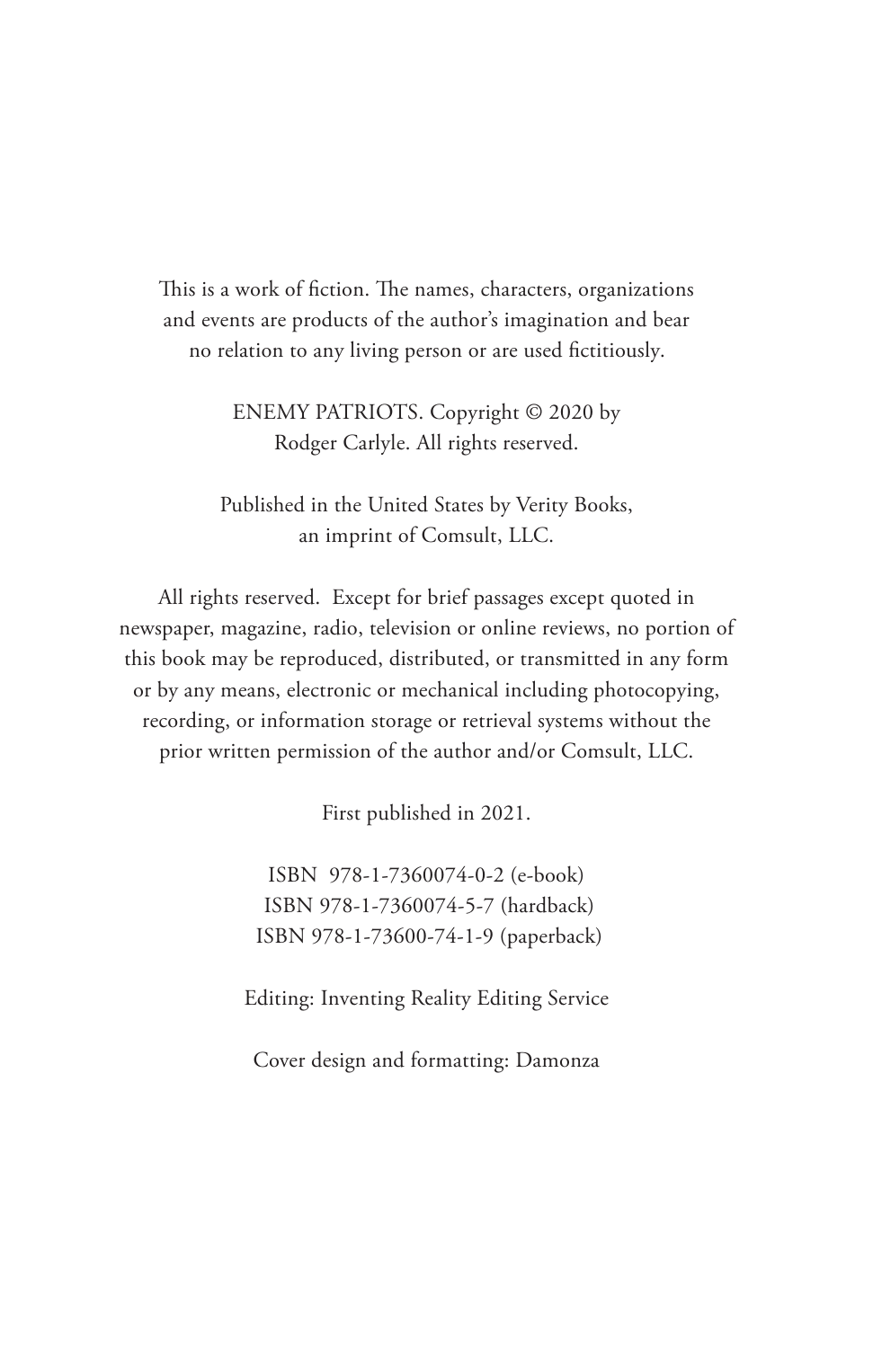This is a work of fiction. The names, characters, organizations and events are products of the author's imagination and bear no relation to any living person or are used fictitiously.

ENEMY PATRIOTS. Copyright © 2020 by Rodger Carlyle. All rights reserved.

Published in the United States by Verity Books, an imprint of Comsult, LLC.

All rights reserved. Except for brief passages except quoted in newspaper, magazine, radio, television or online reviews, no portion of this book may be reproduced, distributed, or transmitted in any form or by any means, electronic or mechanical including photocopying, recording, or information storage or retrieval systems without the prior written permission of the author and/or Comsult, LLC.

First published in 2021.

ISBN 978-1-7360074-0-2 (e-book)
ISBN 978-1-7360074-5-7 (hardback)
ISBN 978-1-73600-74-1-9 (paperback)

Editing: Inventing Reality Editing Service

Cover design and formatting: Damonza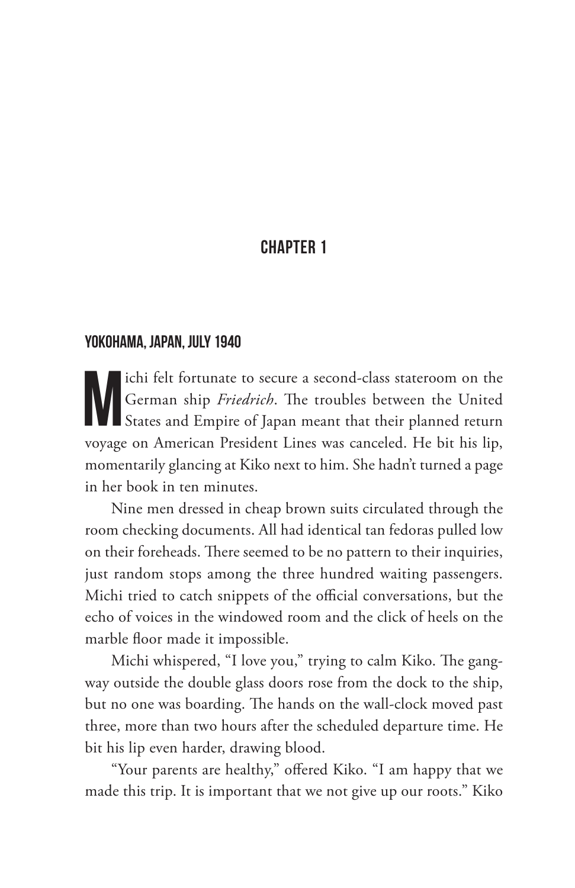# CHAPTER 1

## YOKOHAMA, JAPAN, JULY 1940

Michi felt fortunate to secure a second-class stateroom on the German ship *Friedrich*. The troubles between the United States and Empire of Japan meant that their planned return voyage on American President Lines was canceled. He bit his lip, momentarily glancing at Kiko next to him. She hadn't turned a page in her book in ten minutes.

Nine men dressed in cheap brown suits circulated through the room checking documents. All had identical tan fedoras pulled low on their foreheads. There seemed to be no pattern to their inquiries, just random stops among the three hundred waiting passengers. Michi tried to catch snippets of the official conversations, but the echo of voices in the windowed room and the click of heels on the marble floor made it impossible.

Michi whispered, "I love you," trying to calm Kiko. The gangway outside the double glass doors rose from the dock to the ship, but no one was boarding. The hands on the wall-clock moved past three, more than two hours after the scheduled departure time. He bit his lip even harder, drawing blood.

"Your parents are healthy," offered Kiko. "I am happy that we made this trip. It is important that we not give up our roots." Kiko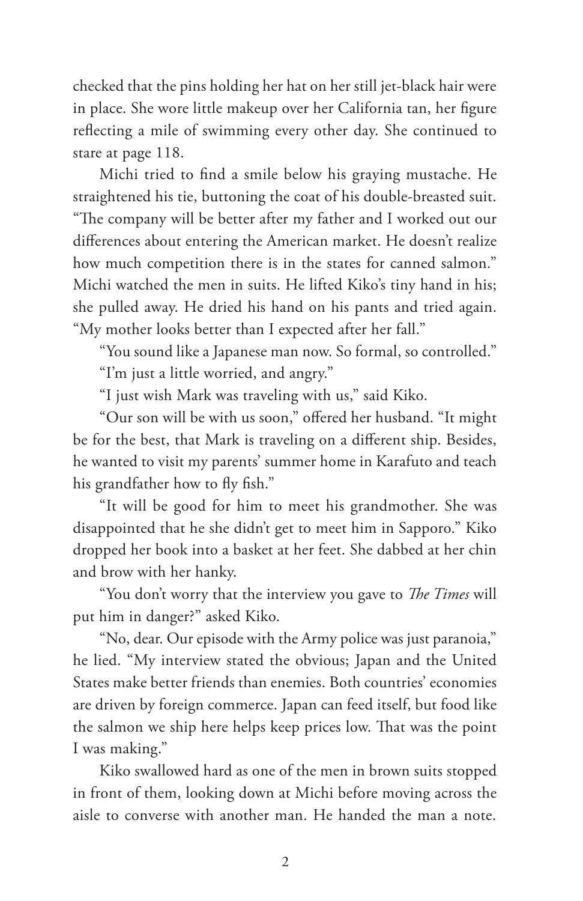checked that the pins holding her hat on her still jet-black hair were in place. She wore little makeup over her California tan, her figure reflecting a mile of swimming every other day. She continued to stare at page 118.

Michi tried to find a smile below his graying mustache. He straightened his tie, buttoning the coat of his double-breasted suit. "The company will be better after my father and I worked out our differences about entering the American market. He doesn't realize how much competition there is in the states for canned salmon." Michi watched the men in suits. He lifted Kiko's tiny hand in his; she pulled away. He dried his hand on his pants and tried again. "My mother looks better than I expected after her fall."

"You sound like a Japanese man now. So formal, so controlled."

"I'm just a little worried, and angry."

"I just wish Mark was traveling with us," said Kiko.

"Our son will be with us soon," offered her husband. "It might be for the best, that Mark is traveling on a different ship. Besides, he wanted to visit my parents' summer home in Karafuto and teach his grandfather how to fly fish."

"It will be good for him to meet his grandmother. She was disappointed that he she didn't get to meet him in Sapporo." Kiko dropped her book into a basket at her feet. She dabbed at her chin and brow with her hanky.

"You don't worry that the interview you gave to *The Times* will put him in danger?" asked Kiko.

"No, dear. Our episode with the Army police was just paranoia," he lied. "My interview stated the obvious; Japan and the United States make better friends than enemies. Both countries' economies are driven by foreign commerce. Japan can feed itself, but food like the salmon we ship here helps keep prices low. That was the point I was making."

Kiko swallowed hard as one of the men in brown suits stopped in front of them, looking down at Michi before moving across the aisle to converse with another man. He handed the man a note.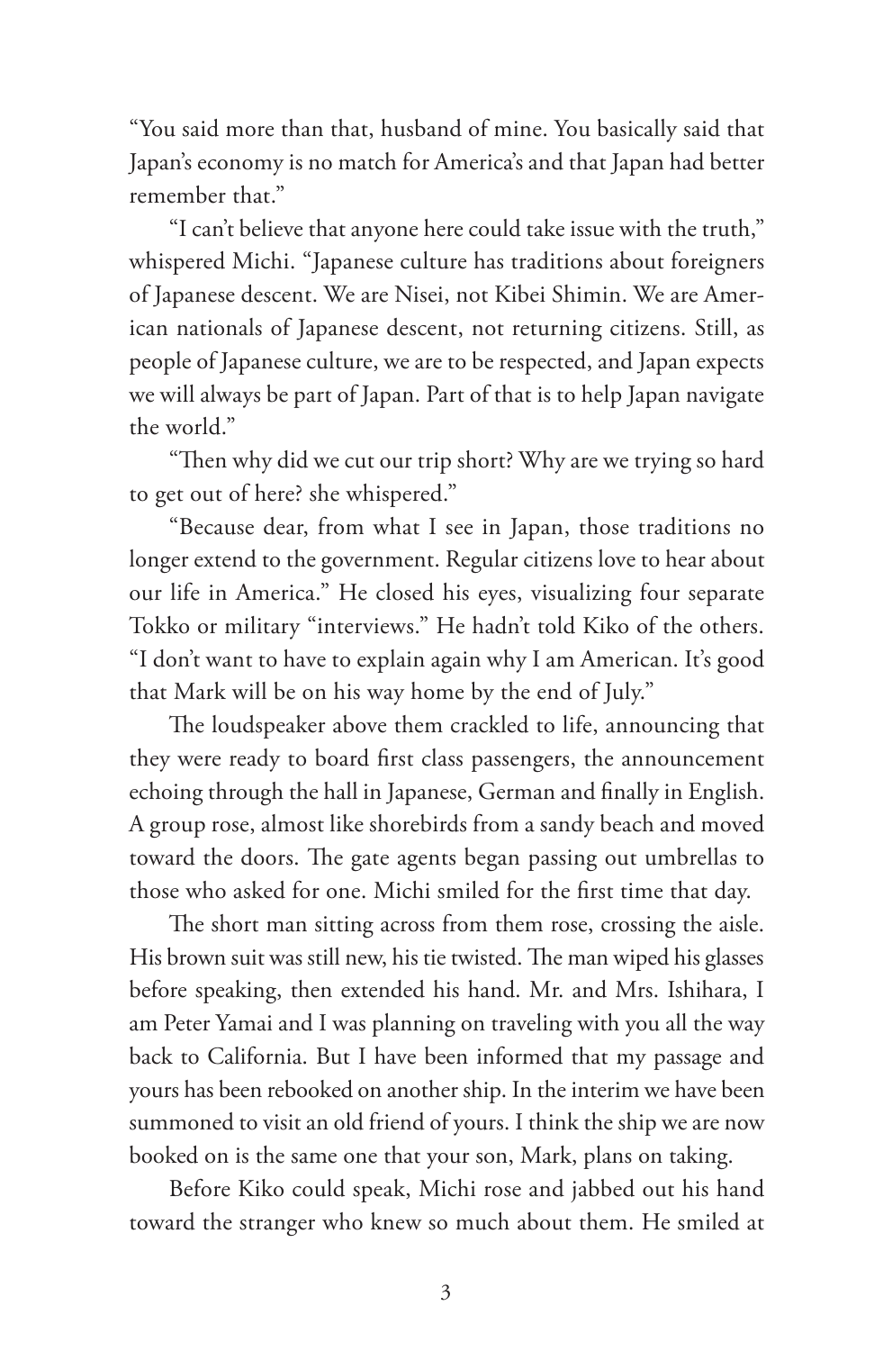"You said more than that, husband of mine. You basically said that Japan's economy is no match for America's and that Japan had better remember that."

"I can't believe that anyone here could take issue with the truth," whispered Michi. "Japanese culture has traditions about foreigners of Japanese descent. We are Nisei, not Kibei Shimin. We are American nationals of Japanese descent, not returning citizens. Still, as people of Japanese culture, we are to be respected, and Japan expects we will always be part of Japan. Part of that is to help Japan navigate the world."

"Then why did we cut our trip short? Why are we trying so hard to get out of here? she whispered."

"Because dear, from what I see in Japan, those traditions no longer extend to the government. Regular citizens love to hear about our life in America." He closed his eyes, visualizing four separate Tokko or military "interviews." He hadn't told Kiko of the others. "I don't want to have to explain again why I am American. It's good that Mark will be on his way home by the end of July."

The loudspeaker above them crackled to life, announcing that they were ready to board first class passengers, the announcement echoing through the hall in Japanese, German and finally in English. A group rose, almost like shorebirds from a sandy beach and moved toward the doors. The gate agents began passing out umbrellas to those who asked for one. Michi smiled for the first time that day.

The short man sitting across from them rose, crossing the aisle. His brown suit was still new, his tie twisted. The man wiped his glasses before speaking, then extended his hand. Mr. and Mrs. Ishihara, I am Peter Yamai and I was planning on traveling with you all the way back to California. But I have been informed that my passage and yours has been rebooked on another ship. In the interim we have been summoned to visit an old friend of yours. I think the ship we are now booked on is the same one that your son, Mark, plans on taking.

Before Kiko could speak, Michi rose and jabbed out his hand toward the stranger who knew so much about them. He smiled at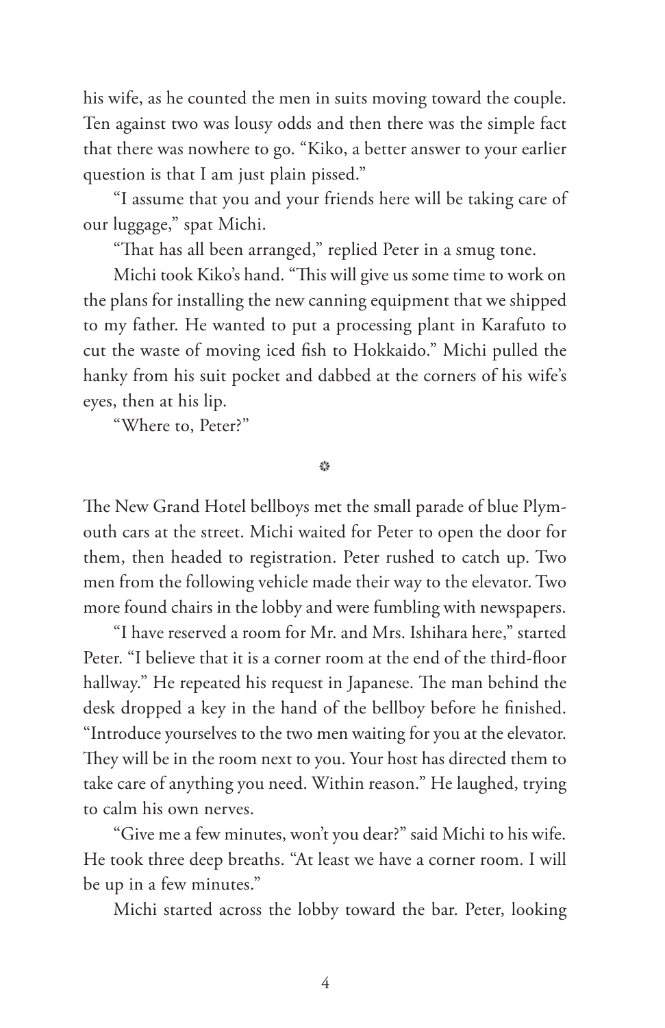his wife, as he counted the men in suits moving toward the couple. Ten against two was lousy odds and then there was the simple fact that there was nowhere to go. "Kiko, a better answer to your earlier question is that I am just plain pissed."

"I assume that you and your friends here will be taking care of our luggage," spat Michi.

"That has all been arranged," replied Peter in a smug tone.

Michi took Kiko's hand. "This will give us some time to work on the plans for installing the new canning equipment that we shipped to my father. He wanted to put a processing plant in Karafuto to cut the waste of moving iced fish to Hokkaido." Michi pulled the hanky from his suit pocket and dabbed at the corners of his wife's eyes, then at his lip.

"Where to, Peter?"

❋

The New Grand Hotel bellboys met the small parade of blue Plymouth cars at the street. Michi waited for Peter to open the door for them, then headed to registration. Peter rushed to catch up. Two men from the following vehicle made their way to the elevator. Two more found chairs in the lobby and were fumbling with newspapers.

"I have reserved a room for Mr. and Mrs. Ishihara here," started Peter. "I believe that it is a corner room at the end of the third-floor hallway." He repeated his request in Japanese. The man behind the desk dropped a key in the hand of the bellboy before he finished. "Introduce yourselves to the two men waiting for you at the elevator. They will be in the room next to you. Your host has directed them to take care of anything you need. Within reason." He laughed, trying to calm his own nerves.

"Give me a few minutes, won't you dear?" said Michi to his wife. He took three deep breaths. "At least we have a corner room. I will be up in a few minutes."

Michi started across the lobby toward the bar. Peter, looking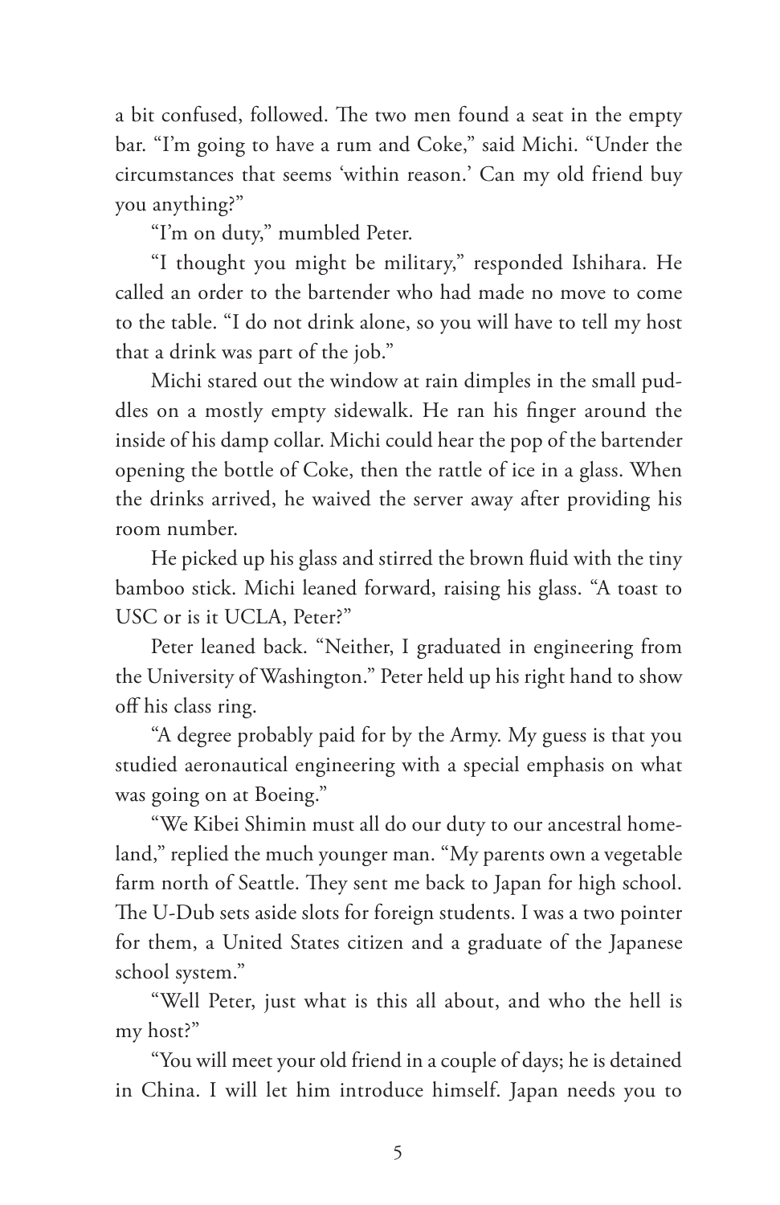a bit confused, followed. The two men found a seat in the empty bar. "I'm going to have a rum and Coke," said Michi. "Under the circumstances that seems 'within reason.' Can my old friend buy you anything?"

"I'm on duty," mumbled Peter.

"I thought you might be military," responded Ishihara. He called an order to the bartender who had made no move to come to the table. "I do not drink alone, so you will have to tell my host that a drink was part of the job."

Michi stared out the window at rain dimples in the small puddles on a mostly empty sidewalk. He ran his finger around the inside of his damp collar. Michi could hear the pop of the bartender opening the bottle of Coke, then the rattle of ice in a glass. When the drinks arrived, he waived the server away after providing his room number.

He picked up his glass and stirred the brown fluid with the tiny bamboo stick. Michi leaned forward, raising his glass. "A toast to USC or is it UCLA, Peter?"

Peter leaned back. "Neither, I graduated in engineering from the University of Washington." Peter held up his right hand to show off his class ring.

"A degree probably paid for by the Army. My guess is that you studied aeronautical engineering with a special emphasis on what was going on at Boeing."

"We Kibei Shimin must all do our duty to our ancestral homeland," replied the much younger man. "My parents own a vegetable farm north of Seattle. They sent me back to Japan for high school. The U-Dub sets aside slots for foreign students. I was a two pointer for them, a United States citizen and a graduate of the Japanese school system."

"Well Peter, just what is this all about, and who the hell is my host?"

"You will meet your old friend in a couple of days; he is detained in China. I will let him introduce himself. Japan needs you to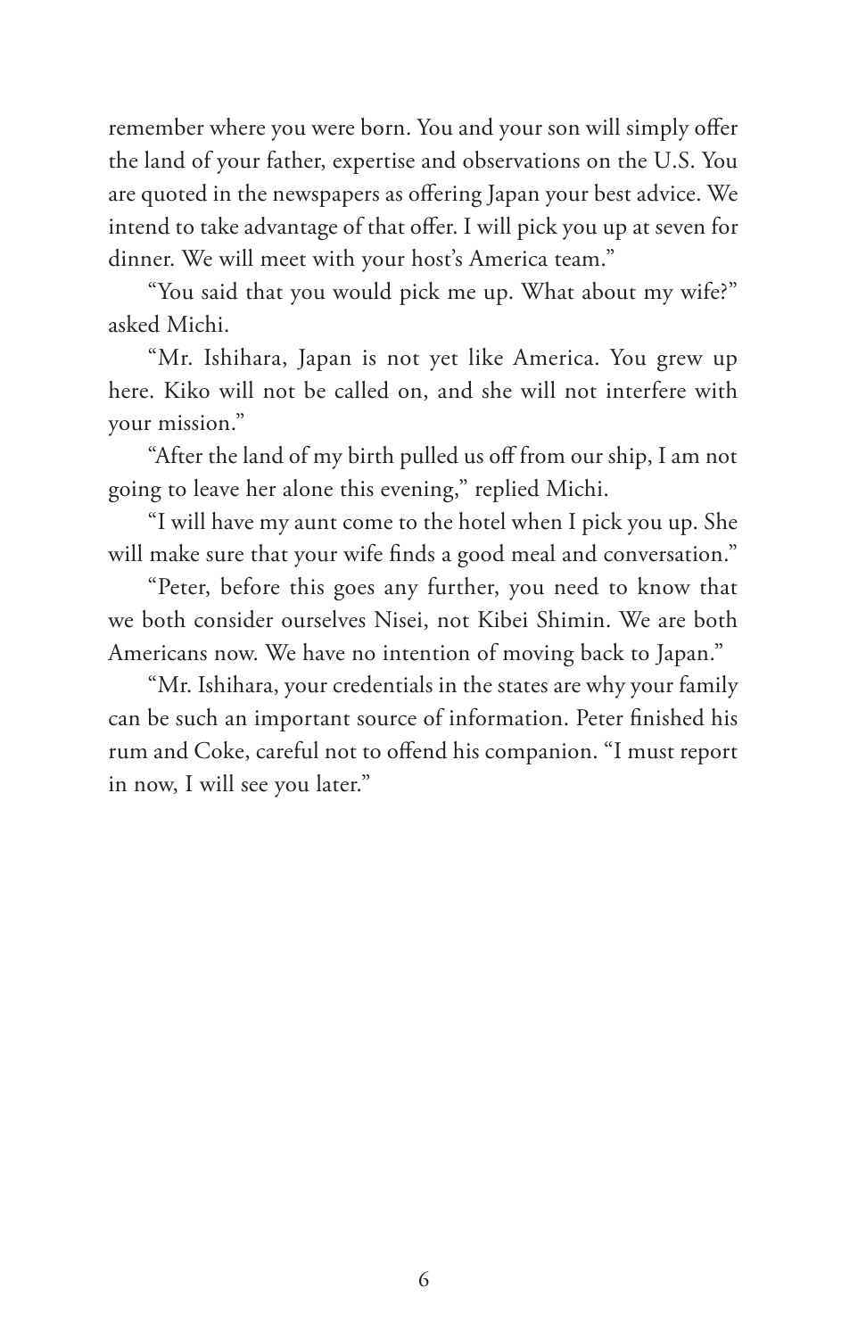remember where you were born. You and your son will simply offer the land of your father, expertise and observations on the U.S. You are quoted in the newspapers as offering Japan your best advice. We intend to take advantage of that offer. I will pick you up at seven for dinner. We will meet with your host's America team."

"You said that you would pick me up. What about my wife?" asked Michi.

"Mr. Ishihara, Japan is not yet like America. You grew up here. Kiko will not be called on, and she will not interfere with your mission."

"After the land of my birth pulled us off from our ship, I am not going to leave her alone this evening," replied Michi.

"I will have my aunt come to the hotel when I pick you up. She will make sure that your wife finds a good meal and conversation."

"Peter, before this goes any further, you need to know that we both consider ourselves Nisei, not Kibei Shimin. We are both Americans now. We have no intention of moving back to Japan."

"Mr. Ishihara, your credentials in the states are why your family can be such an important source of information. Peter finished his rum and Coke, careful not to offend his companion. "I must report in now, I will see you later."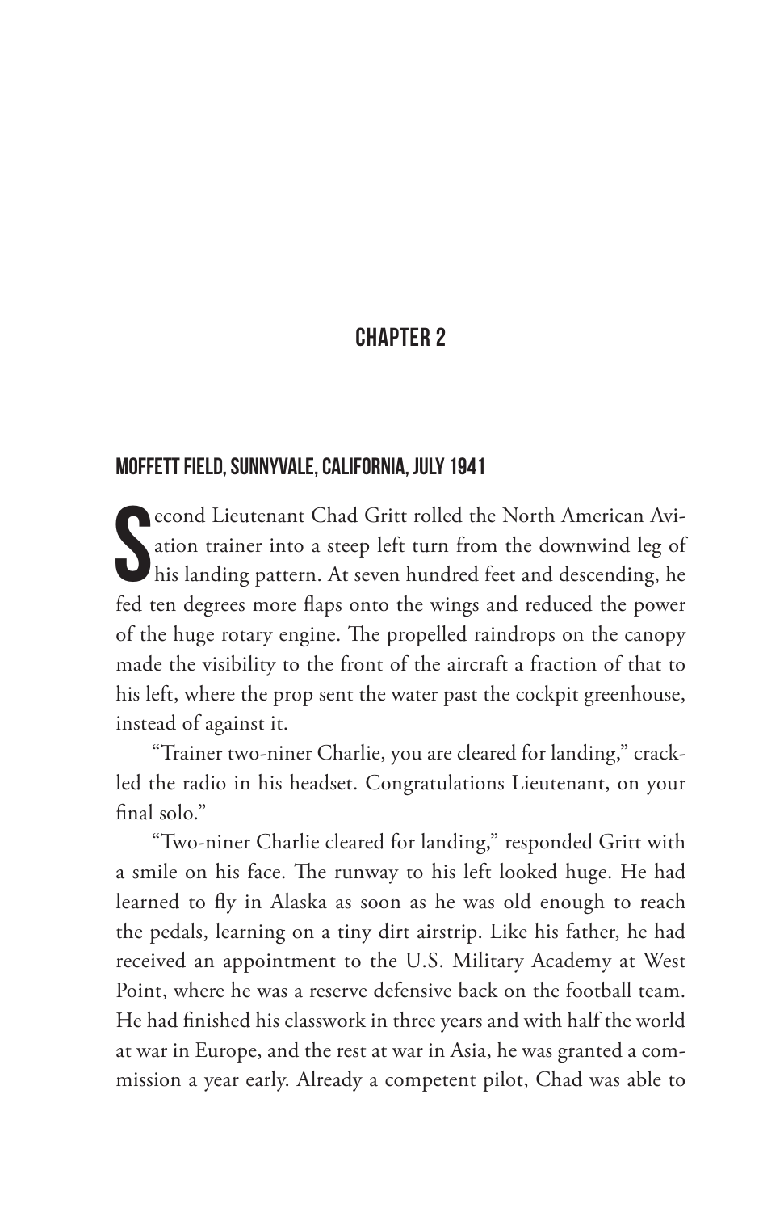# CHAPTER 2

## MOFFETT FIELD, SUNNYVALE, CALIFORNIA, JULY 1941

Second Lieutenant Chad Gritt rolled the North American Aviation trainer into a steep left turn from the downwind leg of his landing pattern. At seven hundred feet and descending, he fed ten degrees more flaps onto the wings and reduced the power of the huge rotary engine. The propelled raindrops on the canopy made the visibility to the front of the aircraft a fraction of that to his left, where the prop sent the water past the cockpit greenhouse, instead of against it.

"Trainer two-niner Charlie, you are cleared for landing," crackled the radio in his headset. Congratulations Lieutenant, on your final solo."

"Two-niner Charlie cleared for landing," responded Gritt with a smile on his face. The runway to his left looked huge. He had learned to fly in Alaska as soon as he was old enough to reach the pedals, learning on a tiny dirt airstrip. Like his father, he had received an appointment to the U.S. Military Academy at West Point, where he was a reserve defensive back on the football team. He had finished his classwork in three years and with half the world at war in Europe, and the rest at war in Asia, he was granted a commission a year early. Already a competent pilot, Chad was able to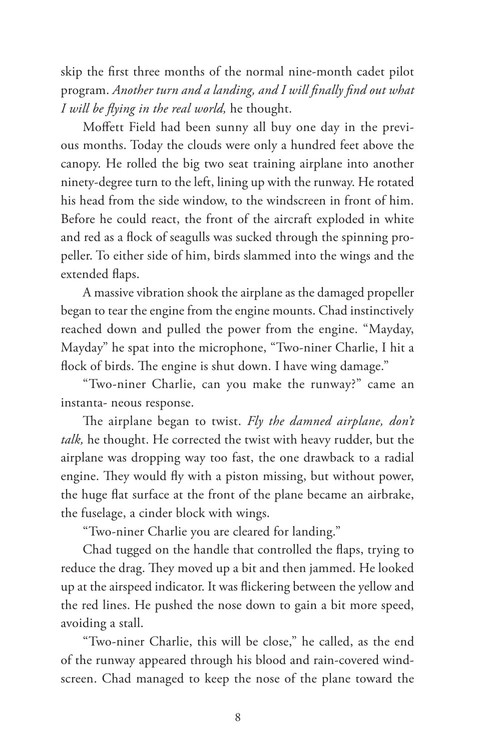skip the first three months of the normal nine-month cadet pilot program. *Another turn and a landing, and I will finally find out what I will be flying in the real world,* he thought.

Moffett Field had been sunny all buy one day in the previous months. Today the clouds were only a hundred feet above the canopy. He rolled the big two seat training airplane into another ninety-degree turn to the left, lining up with the runway. He rotated his head from the side window, to the windscreen in front of him. Before he could react, the front of the aircraft exploded in white and red as a flock of seagulls was sucked through the spinning propeller. To either side of him, birds slammed into the wings and the extended flaps.

A massive vibration shook the airplane as the damaged propeller began to tear the engine from the engine mounts. Chad instinctively reached down and pulled the power from the engine. "Mayday, Mayday" he spat into the microphone, "Two-niner Charlie, I hit a flock of birds. The engine is shut down. I have wing damage."

"Two-niner Charlie, can you make the runway?" came an instanta- neous response.

The airplane began to twist. *Fly the damned airplane, don't talk,* he thought. He corrected the twist with heavy rudder, but the airplane was dropping way too fast, the one drawback to a radial engine. They would fly with a piston missing, but without power, the huge flat surface at the front of the plane became an airbrake, the fuselage, a cinder block with wings.

"Two-niner Charlie you are cleared for landing."

Chad tugged on the handle that controlled the flaps, trying to reduce the drag. They moved up a bit and then jammed. He looked up at the airspeed indicator. It was flickering between the yellow and the red lines. He pushed the nose down to gain a bit more speed, avoiding a stall.

"Two-niner Charlie, this will be close," he called, as the end of the runway appeared through his blood and rain-covered windscreen. Chad managed to keep the nose of the plane toward the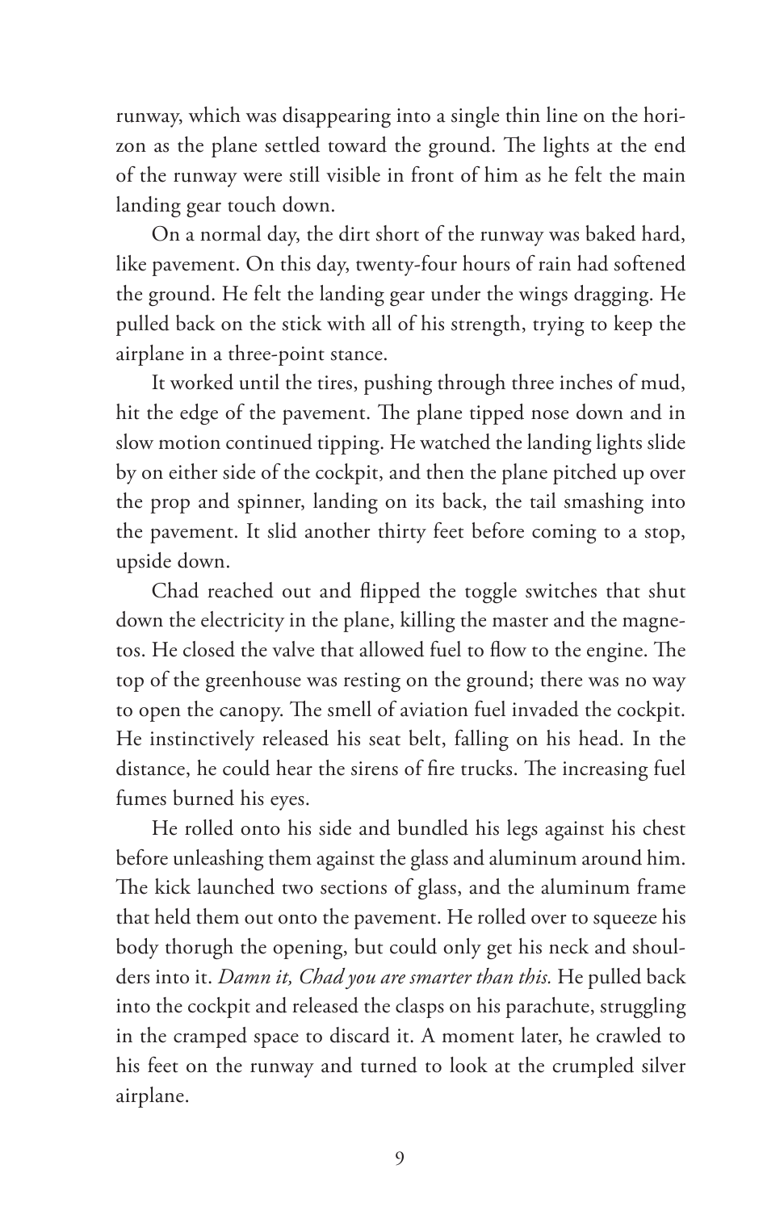runway, which was disappearing into a single thin line on the horizon as the plane settled toward the ground. The lights at the end of the runway were still visible in front of him as he felt the main landing gear touch down.

On a normal day, the dirt short of the runway was baked hard, like pavement. On this day, twenty-four hours of rain had softened the ground. He felt the landing gear under the wings dragging. He pulled back on the stick with all of his strength, trying to keep the airplane in a three-point stance.

It worked until the tires, pushing through three inches of mud, hit the edge of the pavement. The plane tipped nose down and in slow motion continued tipping. He watched the landing lights slide by on either side of the cockpit, and then the plane pitched up over the prop and spinner, landing on its back, the tail smashing into the pavement. It slid another thirty feet before coming to a stop, upside down.

Chad reached out and flipped the toggle switches that shut down the electricity in the plane, killing the master and the magnetos. He closed the valve that allowed fuel to flow to the engine. The top of the greenhouse was resting on the ground; there was no way to open the canopy. The smell of aviation fuel invaded the cockpit. He instinctively released his seat belt, falling on his head. In the distance, he could hear the sirens of fire trucks. The increasing fuel fumes burned his eyes.

He rolled onto his side and bundled his legs against his chest before unleashing them against the glass and aluminum around him. The kick launched two sections of glass, and the aluminum frame that held them out onto the pavement. He rolled over to squeeze his body thorugh the opening, but could only get his neck and shoulders into it. *Damn it, Chad you are smarter than this.* He pulled back into the cockpit and released the clasps on his parachute, struggling in the cramped space to discard it. A moment later, he crawled to his feet on the runway and turned to look at the crumpled silver airplane.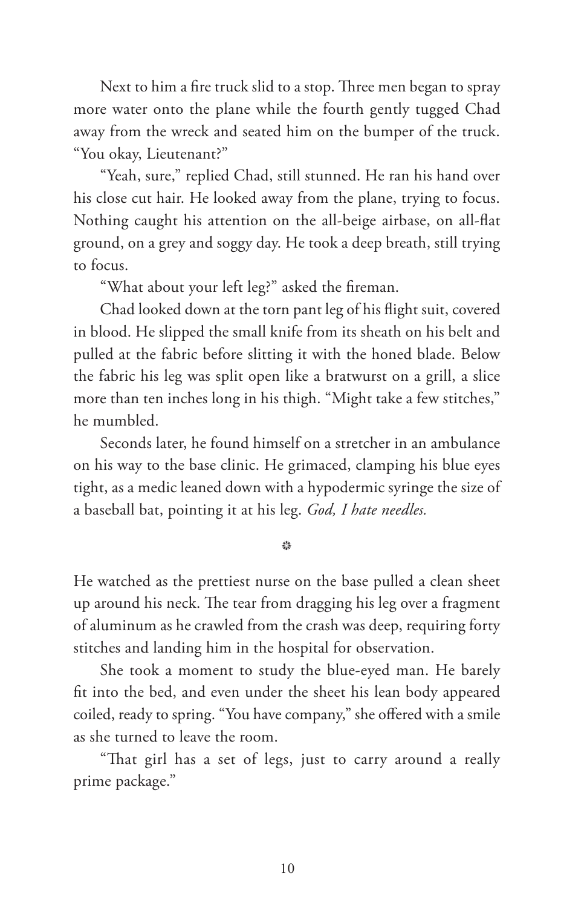Next to him a fire truck slid to a stop. Three men began to spray more water onto the plane while the fourth gently tugged Chad away from the wreck and seated him on the bumper of the truck. "You okay, Lieutenant?"

"Yeah, sure," replied Chad, still stunned. He ran his hand over his close cut hair. He looked away from the plane, trying to focus. Nothing caught his attention on the all-beige airbase, on all-flat ground, on a grey and soggy day. He took a deep breath, still trying to focus.

"What about your left leg?" asked the fireman.

Chad looked down at the torn pant leg of his flight suit, covered in blood. He slipped the small knife from its sheath on his belt and pulled at the fabric before slitting it with the honed blade. Below the fabric his leg was split open like a bratwurst on a grill, a slice more than ten inches long in his thigh. "Might take a few stitches," he mumbled.

Seconds later, he found himself on a stretcher in an ambulance on his way to the base clinic. He grimaced, clamping his blue eyes tight, as a medic leaned down with a hypodermic syringe the size of a baseball bat, pointing it at his leg. *God, I hate needles.*

❊

He watched as the prettiest nurse on the base pulled a clean sheet up around his neck. The tear from dragging his leg over a fragment of aluminum as he crawled from the crash was deep, requiring forty stitches and landing him in the hospital for observation.

She took a moment to study the blue-eyed man. He barely fit into the bed, and even under the sheet his lean body appeared coiled, ready to spring. "You have company," she offered with a smile as she turned to leave the room.

"That girl has a set of legs, just to carry around a really prime package."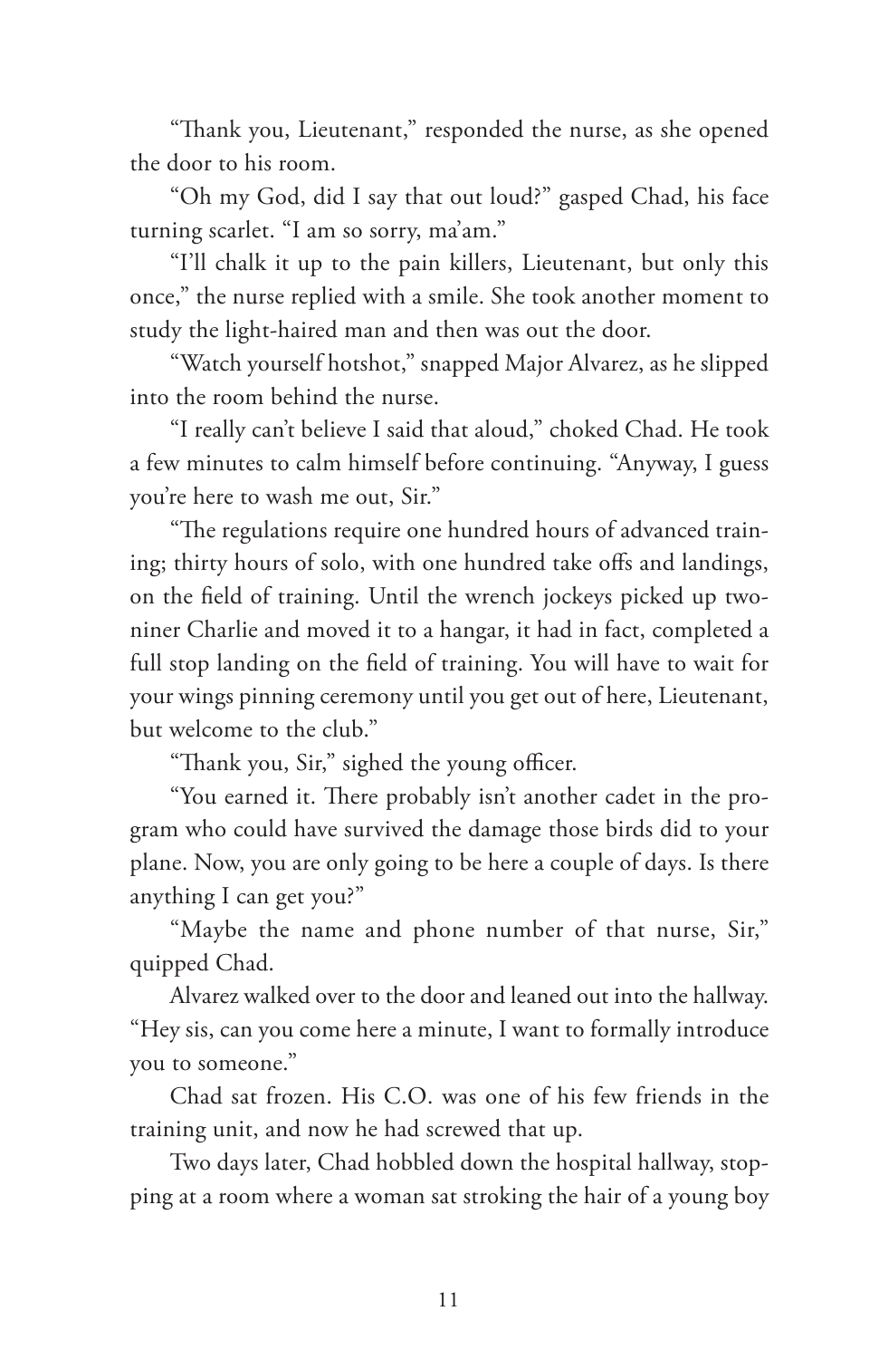"Thank you, Lieutenant," responded the nurse, as she opened the door to his room.

"Oh my God, did I say that out loud?" gasped Chad, his face turning scarlet. "I am so sorry, ma'am."

"I'll chalk it up to the pain killers, Lieutenant, but only this once," the nurse replied with a smile. She took another moment to study the light-haired man and then was out the door.

"Watch yourself hotshot," snapped Major Alvarez, as he slipped into the room behind the nurse.

"I really can't believe I said that aloud," choked Chad. He took a few minutes to calm himself before continuing. "Anyway, I guess you're here to wash me out, Sir."

"The regulations require one hundred hours of advanced training; thirty hours of solo, with one hundred take offs and landings, on the field of training. Until the wrench jockeys picked up two-niner Charlie and moved it to a hangar, it had in fact, completed a full stop landing on the field of training. You will have to wait for your wings pinning ceremony until you get out of here, Lieutenant, but welcome to the club."

"Thank you, Sir," sighed the young officer.

"You earned it. There probably isn't another cadet in the program who could have survived the damage those birds did to your plane. Now, you are only going to be here a couple of days. Is there anything I can get you?"

"Maybe the name and phone number of that nurse, Sir," quipped Chad.

Alvarez walked over to the door and leaned out into the hallway. "Hey sis, can you come here a minute, I want to formally introduce you to someone."

Chad sat frozen. His C.O. was one of his few friends in the training unit, and now he had screwed that up.

Two days later, Chad hobbled down the hospital hallway, stopping at a room where a woman sat stroking the hair of a young boy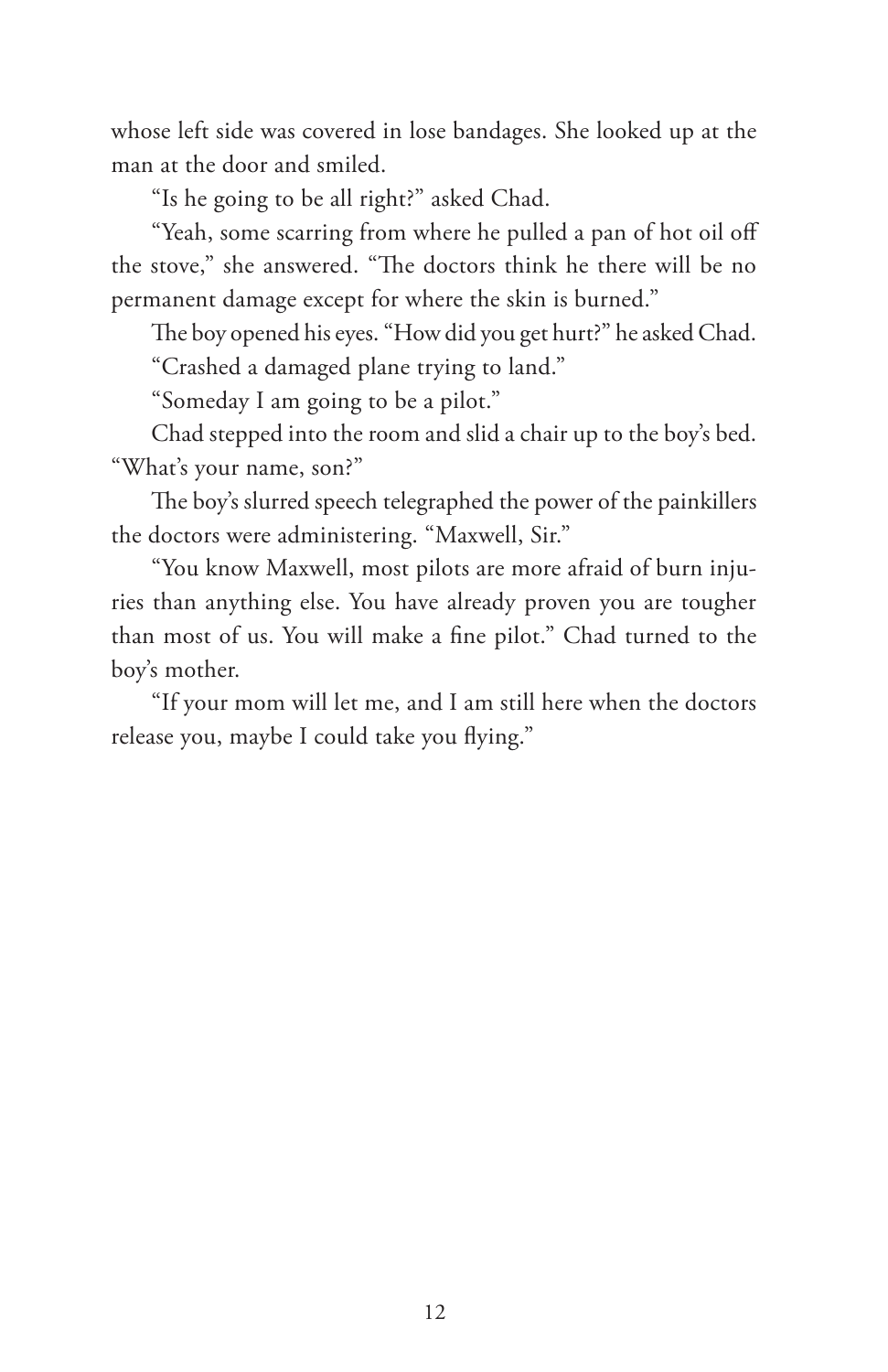whose left side was covered in lose bandages. She looked up at the man at the door and smiled.

"Is he going to be all right?" asked Chad.

"Yeah, some scarring from where he pulled a pan of hot oil off the stove," she answered. "The doctors think he there will be no permanent damage except for where the skin is burned."

The boy opened his eyes. "How did you get hurt?" he asked Chad.

"Crashed a damaged plane trying to land."

"Someday I am going to be a pilot."

Chad stepped into the room and slid a chair up to the boy's bed. "What's your name, son?"

The boy's slurred speech telegraphed the power of the painkillers the doctors were administering. "Maxwell, Sir."

"You know Maxwell, most pilots are more afraid of burn injuries than anything else. You have already proven you are tougher than most of us. You will make a fine pilot." Chad turned to the boy's mother.

"If your mom will let me, and I am still here when the doctors release you, maybe I could take you flying."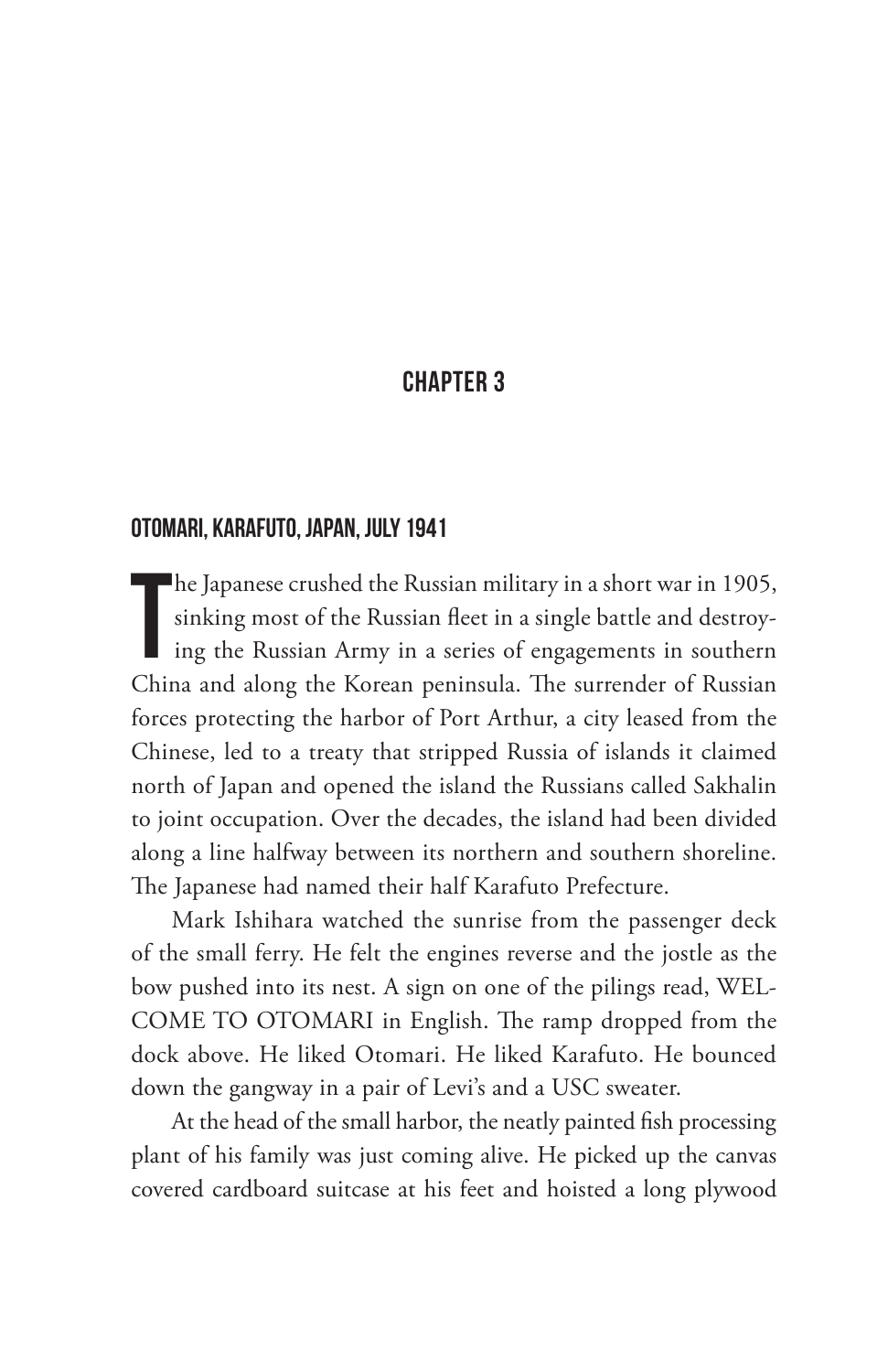## CHAPTER 3

### OTOMARI, KARAFUTO, JAPAN, JULY 1941

The Japanese crushed the Russian military in a short war in 1905, sinking most of the Russian fleet in a single battle and destroying the Russian Army in a series of engagements in southern China and along the Korean peninsula. The surrender of Russian forces protecting the harbor of Port Arthur, a city leased from the Chinese, led to a treaty that stripped Russia of islands it claimed north of Japan and opened the island the Russians called Sakhalin to joint occupation. Over the decades, the island had been divided along a line halfway between its northern and southern shoreline. The Japanese had named their half Karafuto Prefecture.

Mark Ishihara watched the sunrise from the passenger deck of the small ferry. He felt the engines reverse and the jostle as the bow pushed into its nest. A sign on one of the pilings read, WELCOME TO OTOMARI in English. The ramp dropped from the dock above. He liked Otomari. He liked Karafuto. He bounced down the gangway in a pair of Levi's and a USC sweater.

At the head of the small harbor, the neatly painted fish processing plant of his family was just coming alive. He picked up the canvas covered cardboard suitcase at his feet and hoisted a long plywood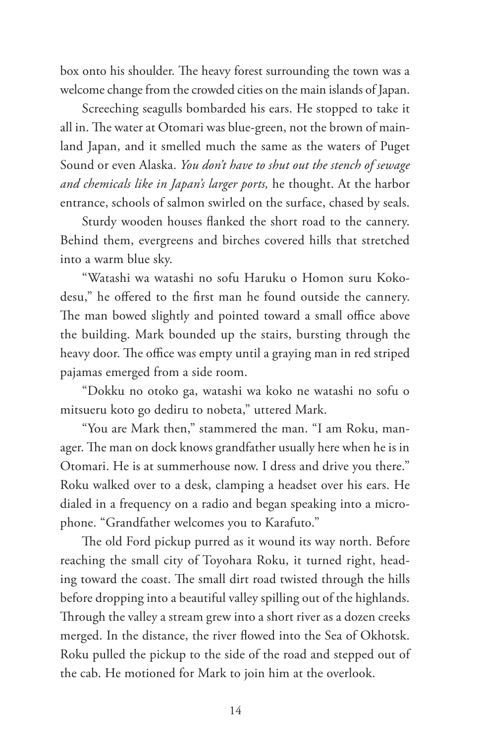box onto his shoulder. The heavy forest surrounding the town was a welcome change from the crowded cities on the main islands of Japan.

Screeching seagulls bombarded his ears. He stopped to take it all in. The water at Otomari was blue-green, not the brown of mainland Japan, and it smelled much the same as the waters of Puget Sound or even Alaska. *You don't have to shut out the stench of sewage and chemicals like in Japan's larger ports,* he thought. At the harbor entrance, schools of salmon swirled on the surface, chased by seals.

Sturdy wooden houses flanked the short road to the cannery. Behind them, evergreens and birches covered hills that stretched into a warm blue sky.

"Watashi wa watashi no sofu Haruku o Homon suru Kokodesu," he offered to the first man he found outside the cannery. The man bowed slightly and pointed toward a small office above the building. Mark bounded up the stairs, bursting through the heavy door. The office was empty until a graying man in red striped pajamas emerged from a side room.

"Dokku no otoko ga, watashi wa koko ne watashi no sofu o mitsueru koto go dediru to nobeta," uttered Mark.

"You are Mark then," stammered the man. "I am Roku, manager. The man on dock knows grandfather usually here when he is in Otomari. He is at summerhouse now. I dress and drive you there." Roku walked over to a desk, clamping a headset over his ears. He dialed in a frequency on a radio and began speaking into a microphone. "Grandfather welcomes you to Karafuto."

The old Ford pickup purred as it wound its way north. Before reaching the small city of Toyohara Roku, it turned right, heading toward the coast. The small dirt road twisted through the hills before dropping into a beautiful valley spilling out of the highlands. Through the valley a stream grew into a short river as a dozen creeks merged. In the distance, the river flowed into the Sea of Okhotsk. Roku pulled the pickup to the side of the road and stepped out of the cab. He motioned for Mark to join him at the overlook.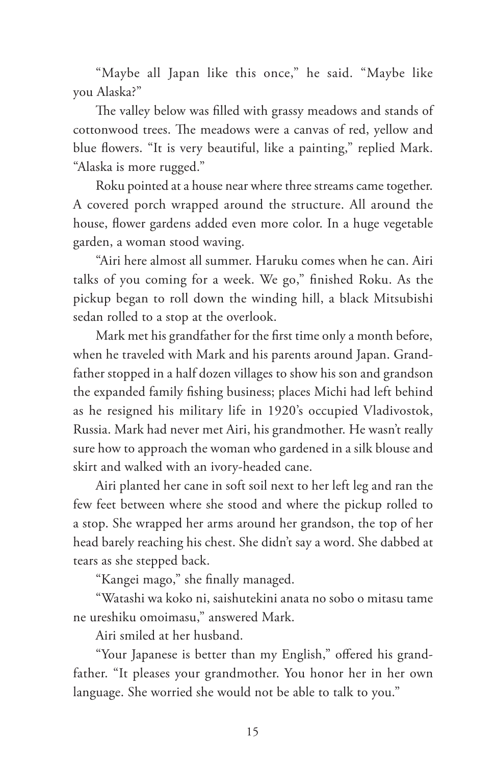"Maybe all Japan like this once," he said. "Maybe like you Alaska?"

The valley below was filled with grassy meadows and stands of cottonwood trees. The meadows were a canvas of red, yellow and blue flowers. "It is very beautiful, like a painting," replied Mark. "Alaska is more rugged."

Roku pointed at a house near where three streams came together. A covered porch wrapped around the structure. All around the house, flower gardens added even more color. In a huge vegetable garden, a woman stood waving.

"Airi here almost all summer. Haruku comes when he can. Airi talks of you coming for a week. We go," finished Roku. As the pickup began to roll down the winding hill, a black Mitsubishi sedan rolled to a stop at the overlook.

Mark met his grandfather for the first time only a month before, when he traveled with Mark and his parents around Japan. Grandfather stopped in a half dozen villages to show his son and grandson the expanded family fishing business; places Michi had left behind as he resigned his military life in 1920's occupied Vladivostok, Russia. Mark had never met Airi, his grandmother. He wasn't really sure how to approach the woman who gardened in a silk blouse and skirt and walked with an ivory-headed cane.

Airi planted her cane in soft soil next to her left leg and ran the few feet between where she stood and where the pickup rolled to a stop. She wrapped her arms around her grandson, the top of her head barely reaching his chest. She didn't say a word. She dabbed at tears as she stepped back.

"Kangei mago," she finally managed.

"Watashi wa koko ni, saishutekini anata no sobo o mitasu tame ne ureshiku omoimasu," answered Mark.

Airi smiled at her husband.

"Your Japanese is better than my English," offered his grandfather. "It pleases your grandmother. You honor her in her own language. She worried she would not be able to talk to you."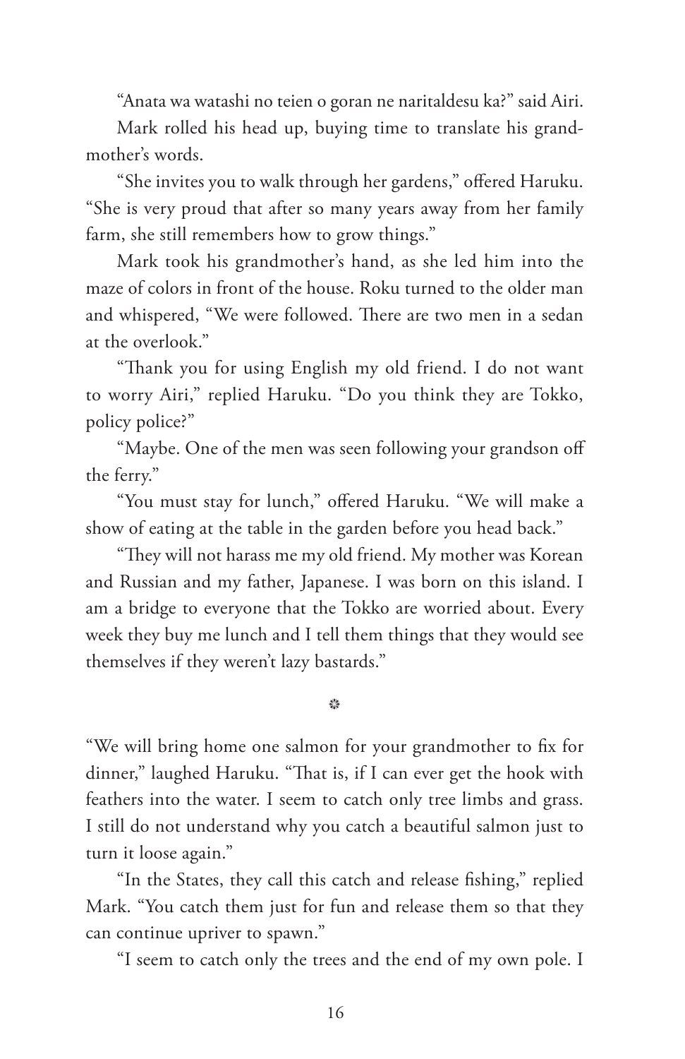"Anata wa watashi no teien o goran ne naritaldesu ka?" said Airi.

Mark rolled his head up, buying time to translate his grandmother's words.

"She invites you to walk through her gardens," offered Haruku. "She is very proud that after so many years away from her family farm, she still remembers how to grow things."

Mark took his grandmother's hand, as she led him into the maze of colors in front of the house. Roku turned to the older man and whispered, "We were followed. There are two men in a sedan at the overlook."

"Thank you for using English my old friend. I do not want to worry Airi," replied Haruku. "Do you think they are Tokko, policy police?"

"Maybe. One of the men was seen following your grandson off the ferry."

"You must stay for lunch," offered Haruku. "We will make a show of eating at the table in the garden before you head back."

"They will not harass me my old friend. My mother was Korean and Russian and my father, Japanese. I was born on this island. I am a bridge to everyone that the Tokko are worried about. Every week they buy me lunch and I tell them things that they would see themselves if they weren't lazy bastards."

❊

"We will bring home one salmon for your grandmother to fix for dinner," laughed Haruku. "That is, if I can ever get the hook with feathers into the water. I seem to catch only tree limbs and grass. I still do not understand why you catch a beautiful salmon just to turn it loose again."

"In the States, they call this catch and release fishing," replied Mark. "You catch them just for fun and release them so that they can continue upriver to spawn."

"I seem to catch only the trees and the end of my own pole. I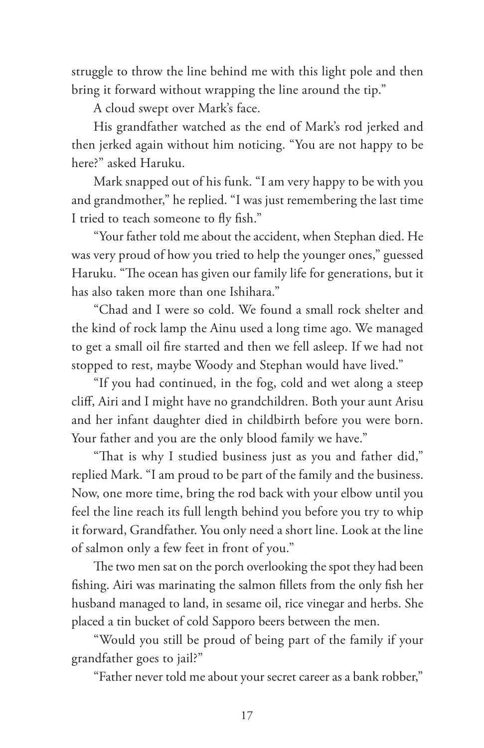struggle to throw the line behind me with this light pole and then bring it forward without wrapping the line around the tip."

A cloud swept over Mark's face.

His grandfather watched as the end of Mark's rod jerked and then jerked again without him noticing. "You are not happy to be here?" asked Haruku.

Mark snapped out of his funk. "I am very happy to be with you and grandmother," he replied. "I was just remembering the last time I tried to teach someone to fly fish."

"Your father told me about the accident, when Stephan died. He was very proud of how you tried to help the younger ones," guessed Haruku. "The ocean has given our family life for generations, but it has also taken more than one Ishihara."

"Chad and I were so cold. We found a small rock shelter and the kind of rock lamp the Ainu used a long time ago. We managed to get a small oil fire started and then we fell asleep. If we had not stopped to rest, maybe Woody and Stephan would have lived."

"If you had continued, in the fog, cold and wet along a steep cliff, Airi and I might have no grandchildren. Both your aunt Arisu and her infant daughter died in childbirth before you were born. Your father and you are the only blood family we have."

"That is why I studied business just as you and father did," replied Mark. "I am proud to be part of the family and the business. Now, one more time, bring the rod back with your elbow until you feel the line reach its full length behind you before you try to whip it forward, Grandfather. You only need a short line. Look at the line of salmon only a few feet in front of you."

The two men sat on the porch overlooking the spot they had been fishing. Airi was marinating the salmon fillets from the only fish her husband managed to land, in sesame oil, rice vinegar and herbs. She placed a tin bucket of cold Sapporo beers between the men.

"Would you still be proud of being part of the family if your grandfather goes to jail?"

"Father never told me about your secret career as a bank robber,"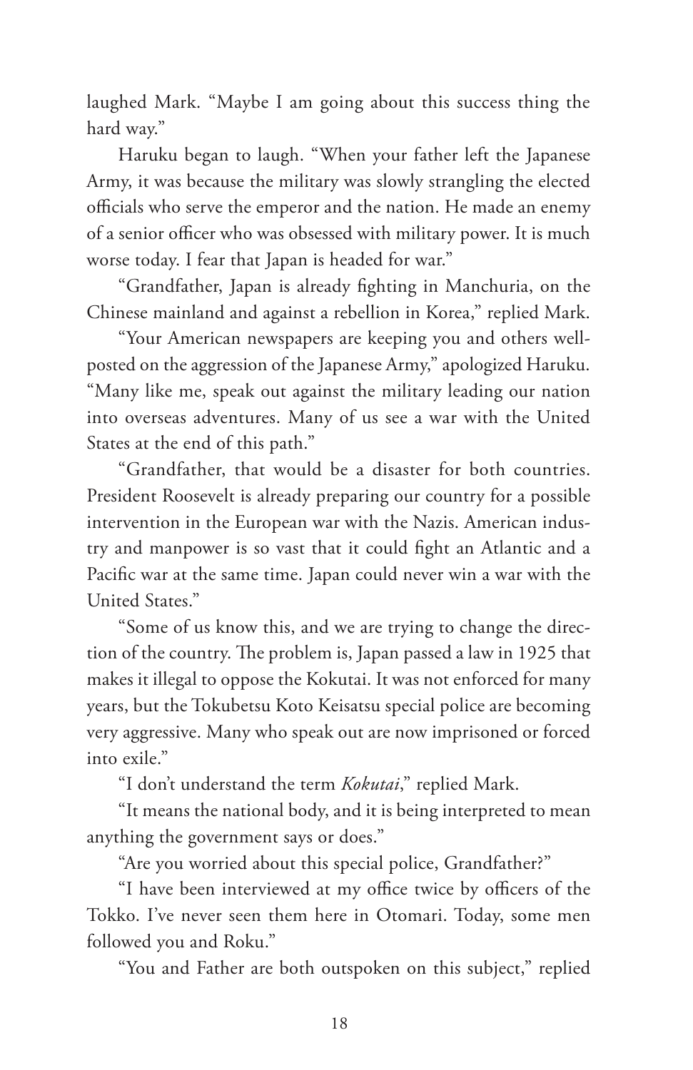laughed Mark. "Maybe I am going about this success thing the hard way."

Haruku began to laugh. "When your father left the Japanese Army, it was because the military was slowly strangling the elected officials who serve the emperor and the nation. He made an enemy of a senior officer who was obsessed with military power. It is much worse today. I fear that Japan is headed for war."

"Grandfather, Japan is already fighting in Manchuria, on the Chinese mainland and against a rebellion in Korea," replied Mark.

"Your American newspapers are keeping you and others well-posted on the aggression of the Japanese Army," apologized Haruku. "Many like me, speak out against the military leading our nation into overseas adventures. Many of us see a war with the United States at the end of this path."

"Grandfather, that would be a disaster for both countries. President Roosevelt is already preparing our country for a possible intervention in the European war with the Nazis. American industry and manpower is so vast that it could fight an Atlantic and a Pacific war at the same time. Japan could never win a war with the United States."

"Some of us know this, and we are trying to change the direction of the country. The problem is, Japan passed a law in 1925 that makes it illegal to oppose the Kokutai. It was not enforced for many years, but the Tokubetsu Koto Keisatsu special police are becoming very aggressive. Many who speak out are now imprisoned or forced into exile."

"I don't understand the term *Kokutai*," replied Mark.

"It means the national body, and it is being interpreted to mean anything the government says or does."

"Are you worried about this special police, Grandfather?"

"I have been interviewed at my office twice by officers of the Tokko. I've never seen them here in Otomari. Today, some men followed you and Roku."

"You and Father are both outspoken on this subject," replied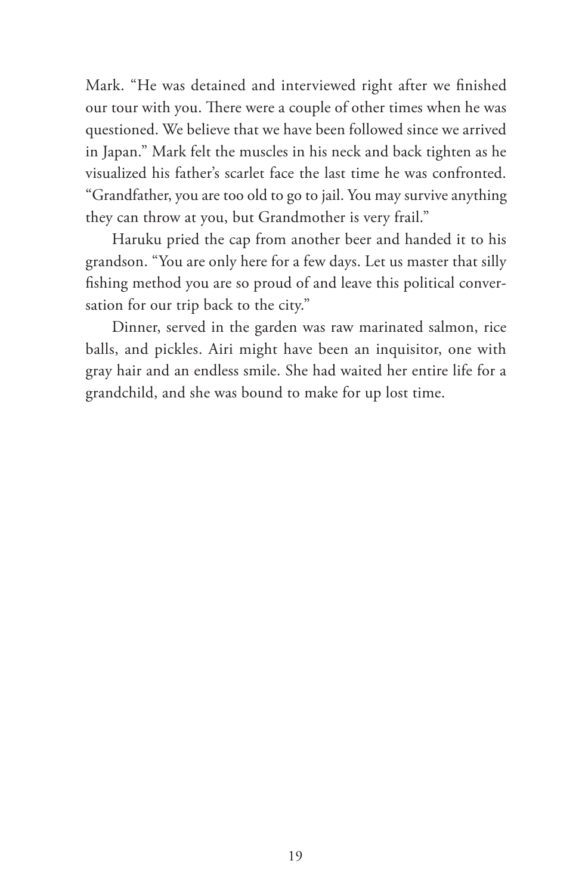Mark. "He was detained and interviewed right after we finished our tour with you. There were a couple of other times when he was questioned. We believe that we have been followed since we arrived in Japan." Mark felt the muscles in his neck and back tighten as he visualized his father's scarlet face the last time he was confronted. "Grandfather, you are too old to go to jail. You may survive anything they can throw at you, but Grandmother is very frail."

Haruku pried the cap from another beer and handed it to his grandson. "You are only here for a few days. Let us master that silly fishing method you are so proud of and leave this political conversation for our trip back to the city."

Dinner, served in the garden was raw marinated salmon, rice balls, and pickles. Airi might have been an inquisitor, one with gray hair and an endless smile. She had waited her entire life for a grandchild, and she was bound to make for up lost time.